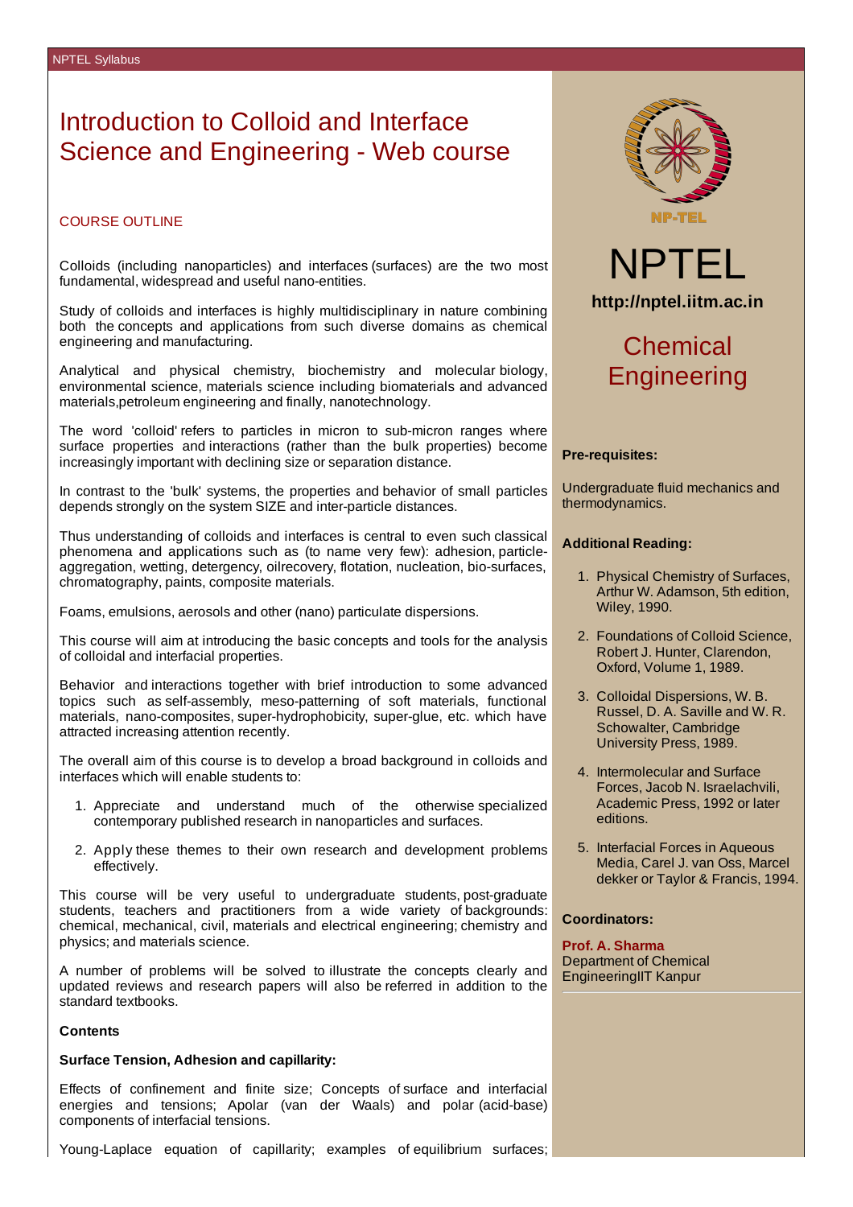# Introduction to Colloid and Interface Science and Engineering - Web course

## COURSE OUTLINE

Colloids (including nanoparticles) and interfaces (surfaces) are the two most fundamental, widespread and useful nano-entities.

Study of colloids and interfaces is highly multidisciplinary in nature combining both the concepts and applications from such diverse domains as chemical engineering and manufacturing.

Analytical and physical chemistry, biochemistry and molecular biology, environmental science, materials science including biomaterials and advanced materials,petroleum engineering and finally, nanotechnology.

The word 'colloid' refers to particles in micron to sub-micron ranges where surface properties and interactions (rather than the bulk properties) become increasingly important with declining size or separation distance.

In contrast to the 'bulk' systems, the properties and behavior of small particles depends strongly on the system SIZE and inter-particle distances.

Thus understanding of colloids and interfaces is central to even such classical phenomena and applications such as (to name very few): adhesion, particle-aggregation, wetting, detergency, oilrecovery, flotation, nucleation, bio-surfaces, chromatography, paints, composite materials.

Foams, emulsions, aerosols and other (nano) particulate dispersions.

This course will aim at introducing the basic concepts and tools for the analysis of colloidal and interfacial properties.

Behavior and interactions together with brief introduction to some advanced topics such as self-assembly, meso-patterning of soft materials, functional materials, nano-composites, super-hydrophobicity, super-glue, etc. which have attracted increasing attention recently.

The overall aim of this course is to develop a broad background in colloids and interfaces which will enable students to:

1. Appreciate and understand much of the otherwise specialized contemporary published research in nanoparticles and surfaces.
2. Apply these themes to their own research and development problems effectively.

This course will be very useful to undergraduate students, post-graduate students, teachers and practitioners from a wide variety of backgrounds: chemical, mechanical, civil, materials and electrical engineering; chemistry and physics; and materials science.

A number of problems will be solved to illustrate the concepts clearly and updated reviews and research papers will also be referred in addition to the standard textbooks.

**Contents**

**Surface Tension, Adhesion and capillarity:**

Effects of confinement and finite size; Concepts of surface and interfacial energies and tensions; Apolar (van der Waals) and polar (acid-base) components of interfacial tensions.

Young-Laplace equation of capillarity; examples of equilibrium surfaces;

NPTEL

**http://nptel.iitm.ac.in**

## Chemical Engineering

**Pre-requisites:**

Undergraduate fluid mechanics and thermodynamics.

**Additional Reading:**

1. Physical Chemistry of Surfaces, Arthur W. Adamson, 5th edition, Wiley, 1990.
2. Foundations of Colloid Science, Robert J. Hunter, Clarendon, Oxford, Volume 1, 1989.
3. Colloidal Dispersions, W. B. Russel, D. A. Saville and W. R. Schowalter, Cambridge University Press, 1989.
4. Intermolecular and Surface Forces, Jacob N. Israelachvili, Academic Press, 1992 or later editions.
5. Interfacial Forces in Aqueous Media, Carel J. van Oss, Marcel dekker or Taylor & Francis, 1994.

**Coordinators:**

**Prof. A. Sharma**
Department of Chemical EngineeringIIT Kanpur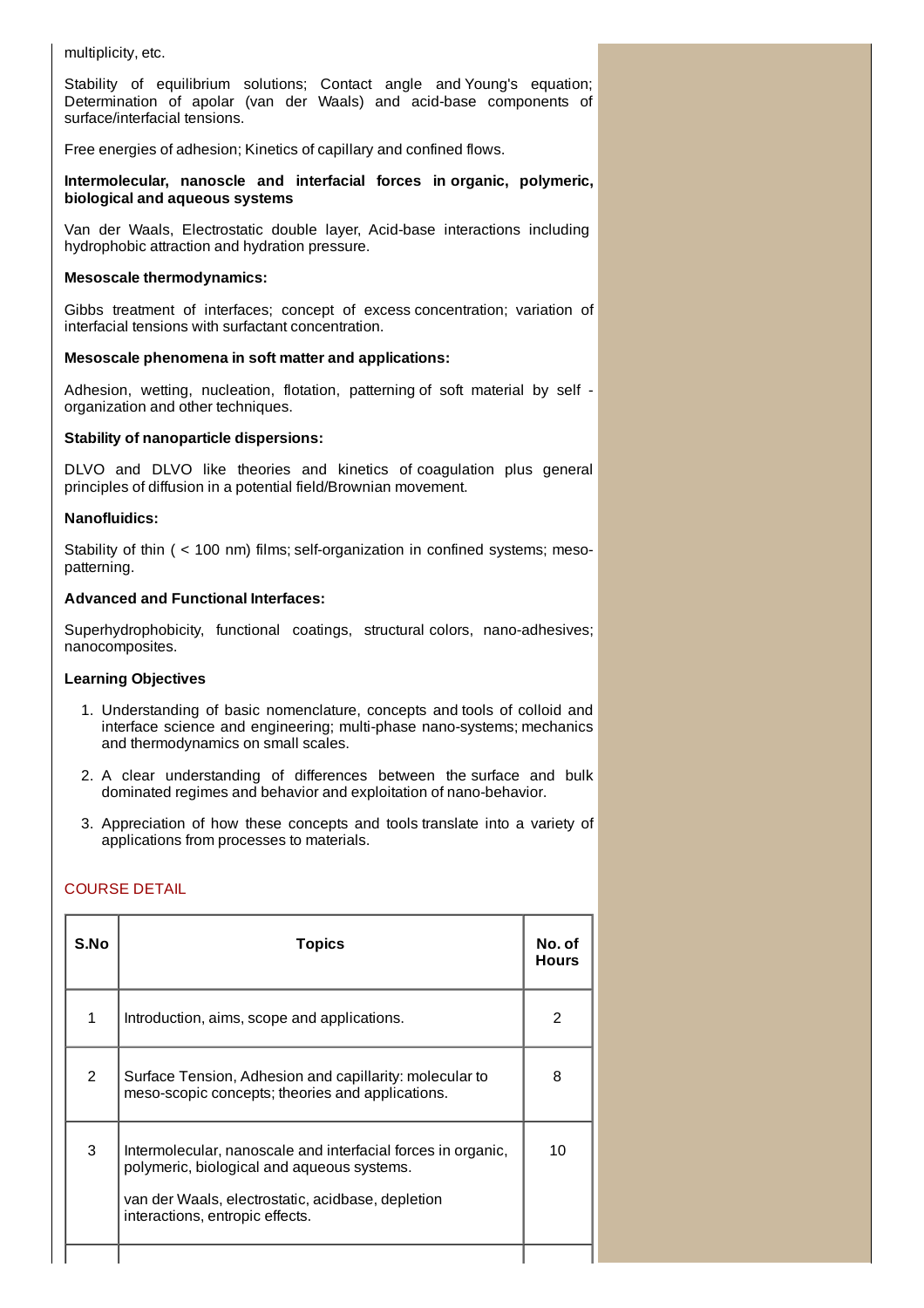multiplicity, etc.

Stability of equilibrium solutions; Contact angle and Young's equation; Determination of apolar (van der Waals) and acid-base components of surface/interfacial tensions.

Free energies of adhesion; Kinetics of capillary and confined flows.

**Intermolecular, nanoscle and interfacial forces in organic, polymeric, biological and aqueous systems**

Van der Waals, Electrostatic double layer, Acid-base interactions including hydrophobic attraction and hydration pressure.

**Mesoscale thermodynamics:**

Gibbs treatment of interfaces; concept of excess concentration; variation of interfacial tensions with surfactant concentration.

**Mesoscale phenomena in soft matter and applications:**

Adhesion, wetting, nucleation, flotation, patterning of soft material by self - organization and other techniques.

**Stability of nanoparticle dispersions:**

DLVO and DLVO like theories and kinetics of coagulation plus general principles of diffusion in a potential field/Brownian movement.

**Nanofluidics:**

Stability of thin ( < 100 nm) films; self-organization in confined systems; meso-patterning.

**Advanced and Functional Interfaces:**

Superhydrophobicity, functional coatings, structural colors, nano-adhesives; nanocomposites.

**Learning Objectives**

1. Understanding of basic nomenclature, concepts and tools of colloid and interface science and engineering; multi-phase nano-systems; mechanics and thermodynamics on small scales.
2. A clear understanding of differences between the surface and bulk dominated regimes and behavior and exploitation of nano-behavior.
3. Appreciation of how these concepts and tools translate into a variety of applications from processes to materials.

## COURSE DETAIL

| S.No | Topics | No. of Hours |
|---|---|---|
| 1 | Introduction, aims, scope and applications. | 2 |
| 2 | Surface Tension, Adhesion and capillarity: molecular to meso-scopic concepts; theories and applications. | 8 |
| 3 | Intermolecular, nanoscale and interfacial forces in organic, polymeric, biological and aqueous systems.<br><br>van der Waals, electrostatic, acidbase, depletion interactions, entropic effects. | 10 |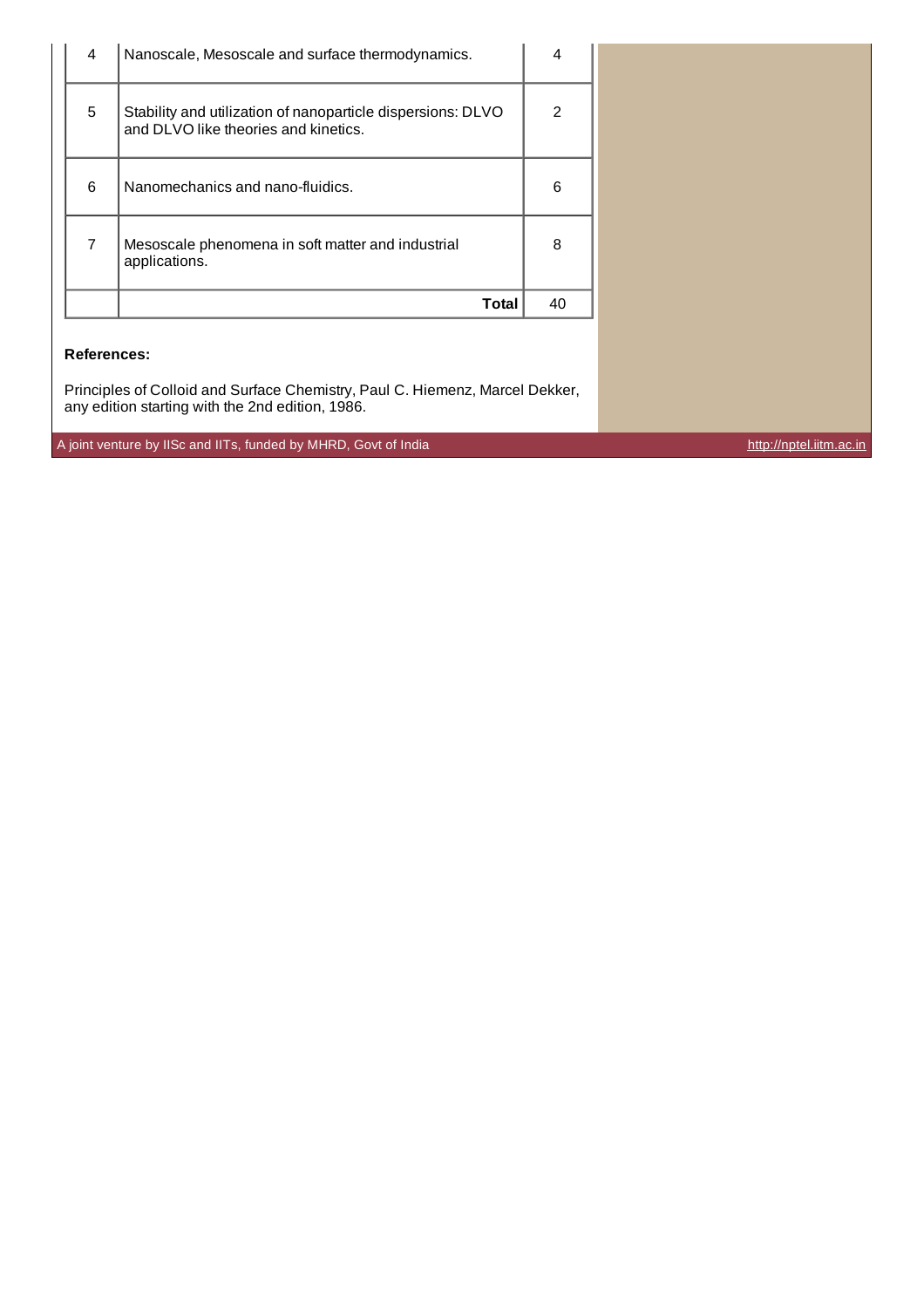| | | |
|---|---|---|
| 4 | Nanoscale, Mesoscale and surface thermodynamics. | 4 |
| 5 | Stability and utilization of nanoparticle dispersions: DLVO and DLVO like theories and kinetics. | 2 |
| 6 | Nanomechanics and nano-fluidics. | 6 |
| 7 | Mesoscale phenomena in soft matter and industrial applications. | 8 |
| | **Total** | 40 |

**References:**

Principles of Colloid and Surface Chemistry, Paul C. Hiemenz, Marcel Dekker, any edition starting with the 2nd edition, 1986.

A joint venture by IISc and IITs, funded by MHRD, Govt of India http://nptel.iitm.ac.in